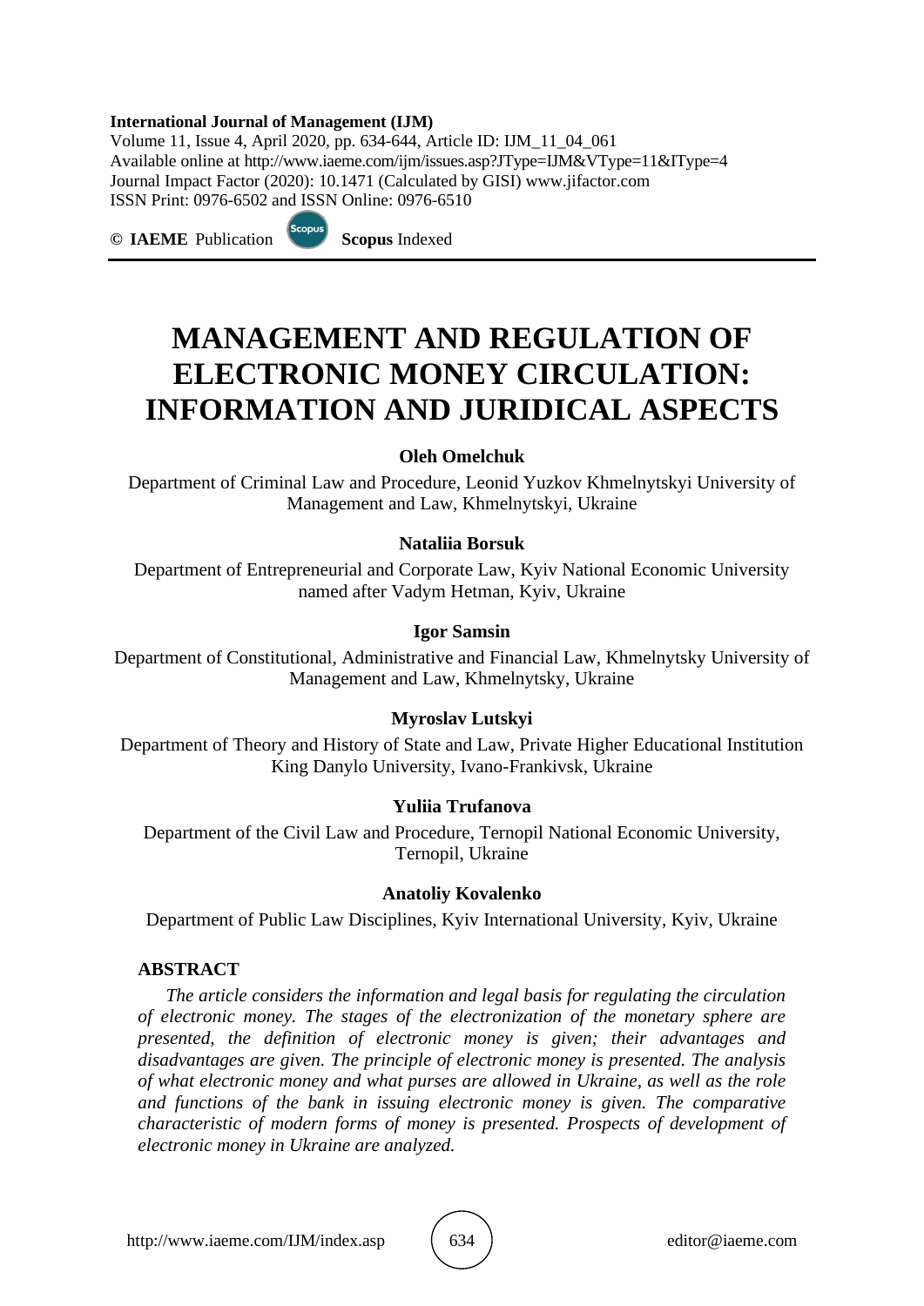**International Journal of Management (IJM)**
Volume 11, Issue 4, April 2020, pp. 634-644, Article ID: IJM_11_04_061
Available online at http://www.iaeme.com/ijm/issues.asp?JType=IJM&VType=11&IType=4
Journal Impact Factor (2020): 10.1471 (Calculated by GISI) www.jifactor.com
ISSN Print: 0976-6502 and ISSN Online: 0976-6510

**© IAEME** Publication **Scopus** Indexed

# MANAGEMENT AND REGULATION OF ELECTRONIC MONEY CIRCULATION: INFORMATION AND JURIDICAL ASPECTS

**Oleh Omelchuk**

Department of Criminal Law and Procedure, Leonid Yuzkov Khmelnytskyi University of Management and Law, Khmelnytskyi, Ukraine

**Nataliia Borsuk**

Department of Entrepreneurial and Corporate Law, Kyiv National Economic University named after Vadym Hetman, Kyiv, Ukraine

**Igor Samsin**

Department of Constitutional, Administrative and Financial Law, Khmelnytsky University of Management and Law, Khmelnytsky, Ukraine

**Myroslav Lutskyi**

Department of Theory and History of State and Law, Private Higher Educational Institution King Danylo University, Ivano-Frankivsk, Ukraine

**Yuliia Trufanova**

Department of the Civil Law and Procedure, Ternopil National Economic University, Ternopil, Ukraine

**Anatoliy Kovalenko**

Department of Public Law Disciplines, Kyiv International University, Kyiv, Ukraine

## ABSTRACT

*The article considers the information and legal basis for regulating the circulation of electronic money. The stages of the electronization of the monetary sphere are presented, the definition of electronic money is given; their advantages and disadvantages are given. The principle of electronic money is presented. The analysis of what electronic money and what purses are allowed in Ukraine, as well as the role and functions of the bank in issuing electronic money is given. The comparative characteristic of modern forms of money is presented. Prospects of development of electronic money in Ukraine are analyzed.*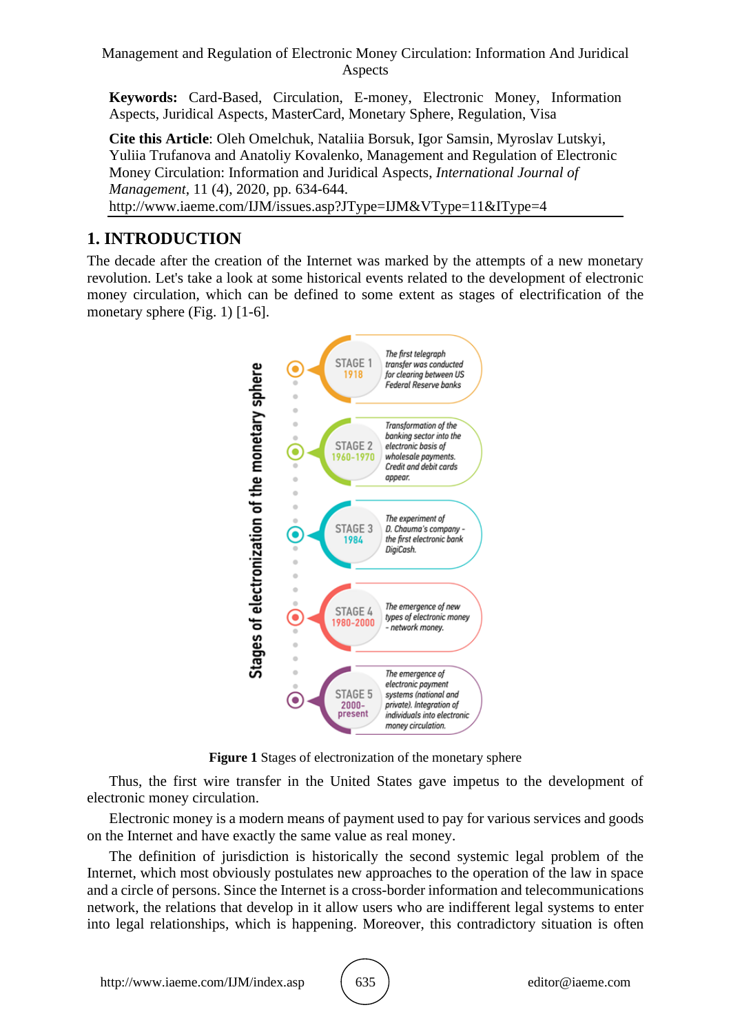**Keywords:** Card-Based, Circulation, E-money, Electronic Money, Information Aspects, Juridical Aspects, MasterCard, Monetary Sphere, Regulation, Visa

**Cite this Article**: Oleh Omelchuk, Nataliia Borsuk, Igor Samsin, Myroslav Lutskyi, Yuliia Trufanova and Anatoliy Kovalenko, Management and Regulation of Electronic Money Circulation: Information and Juridical Aspects, *International Journal of Management*, 11 (4), 2020, pp. 634-644.
http://www.iaeme.com/IJM/issues.asp?JType=IJM&VType=11&IType=4

## 1. INTRODUCTION

The decade after the creation of the Internet was marked by the attempts of a new monetary revolution. Let's take a look at some historical events related to the development of electronic money circulation, which can be defined to some extent as stages of electrification of the monetary sphere (Fig. 1) [1-6].

Stages of electronization of the monetary sphere

- STAGE 1, 1918: The first telegraph transfer was conducted for clearing between US Federal Reserve banks
- STAGE 2, 1960-1970: Transformation of the banking sector into the electronic basis of wholesale payments. Credit and debit cards appear.
- STAGE 3, 1984: The experiment of D. Chauma's company - the first electronic bank DigiCash.
- STAGE 4, 1980-2000: The emergence of new types of electronic money - network money.
- STAGE 5, 2000-present: The emergence of electronic payment systems (national and private). Integration of individuals into electronic money circulation.

**Figure 1** Stages of electronization of the monetary sphere

Thus, the first wire transfer in the United States gave impetus to the development of electronic money circulation.

Electronic money is a modern means of payment used to pay for various services and goods on the Internet and have exactly the same value as real money.

The definition of jurisdiction is historically the second systemic legal problem of the Internet, which most obviously postulates new approaches to the operation of the law in space and a circle of persons. Since the Internet is a cross-border information and telecommunications network, the relations that develop in it allow users who are indifferent legal systems to enter into legal relationships, which is happening. Moreover, this contradictory situation is often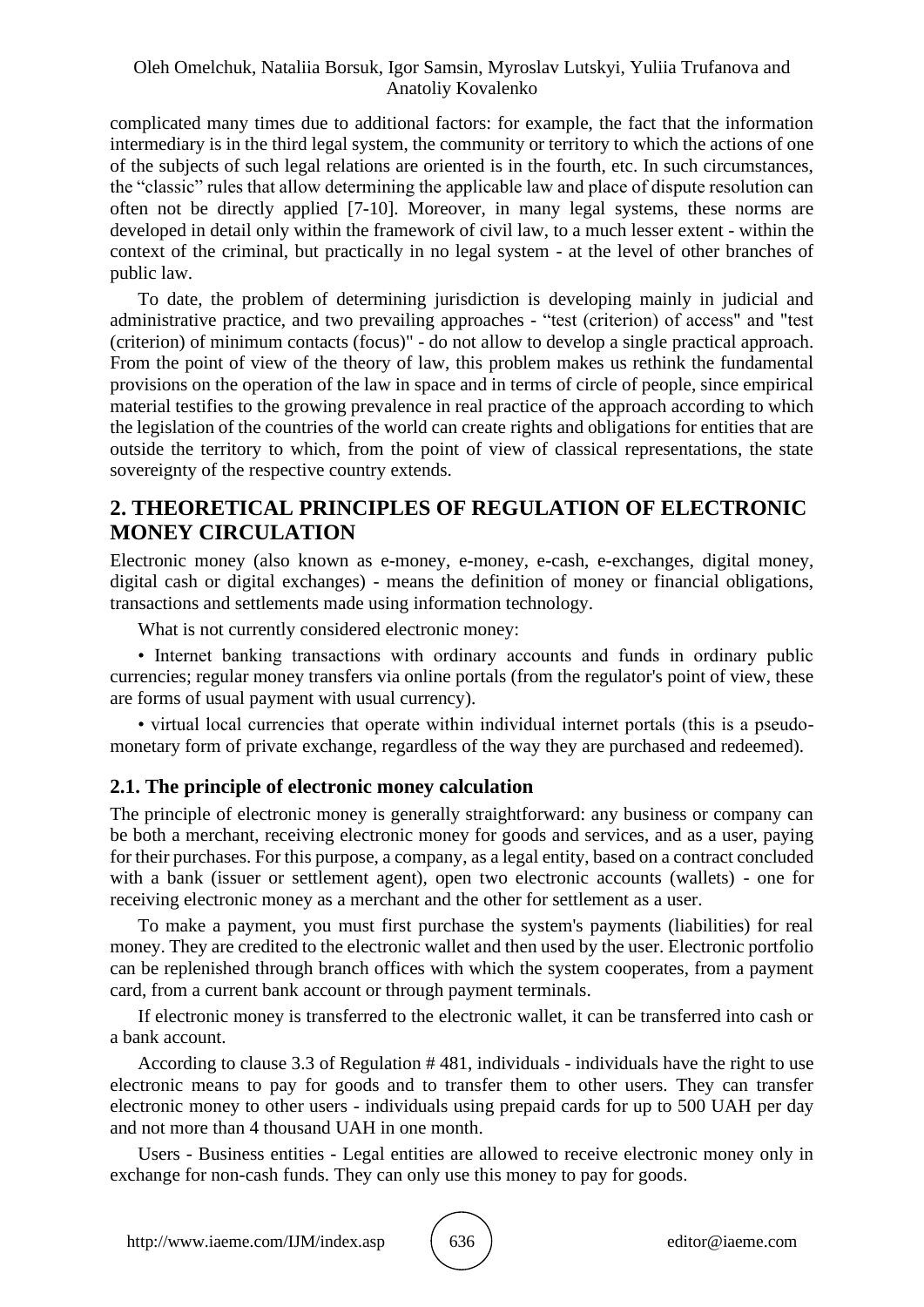complicated many times due to additional factors: for example, the fact that the information intermediary is in the third legal system, the community or territory to which the actions of one of the subjects of such legal relations are oriented is in the fourth, etc. In such circumstances, the "classic" rules that allow determining the applicable law and place of dispute resolution can often not be directly applied [7-10]. Moreover, in many legal systems, these norms are developed in detail only within the framework of civil law, to a much lesser extent - within the context of the criminal, but practically in no legal system - at the level of other branches of public law.

To date, the problem of determining jurisdiction is developing mainly in judicial and administrative practice, and two prevailing approaches - "test (criterion) of access" and "test (criterion) of minimum contacts (focus)" - do not allow to develop a single practical approach. From the point of view of the theory of law, this problem makes us rethink the fundamental provisions on the operation of the law in space and in terms of circle of people, since empirical material testifies to the growing prevalence in real practice of the approach according to which the legislation of the countries of the world can create rights and obligations for entities that are outside the territory to which, from the point of view of classical representations, the state sovereignty of the respective country extends.

## 2. THEORETICAL PRINCIPLES OF REGULATION OF ELECTRONIC MONEY CIRCULATION

Electronic money (also known as e-money, e-money, e-cash, e-exchanges, digital money, digital cash or digital exchanges) - means the definition of money or financial obligations, transactions and settlements made using information technology.

What is not currently considered electronic money:

• Internet banking transactions with ordinary accounts and funds in ordinary public currencies; regular money transfers via online portals (from the regulator's point of view, these are forms of usual payment with usual currency).

• virtual local currencies that operate within individual internet portals (this is a pseudo-monetary form of private exchange, regardless of the way they are purchased and redeemed).

### 2.1. The principle of electronic money calculation

The principle of electronic money is generally straightforward: any business or company can be both a merchant, receiving electronic money for goods and services, and as a user, paying for their purchases. For this purpose, a company, as a legal entity, based on a contract concluded with a bank (issuer or settlement agent), open two electronic accounts (wallets) - one for receiving electronic money as a merchant and the other for settlement as a user.

To make a payment, you must first purchase the system's payments (liabilities) for real money. They are credited to the electronic wallet and then used by the user. Electronic portfolio can be replenished through branch offices with which the system cooperates, from a payment card, from a current bank account or through payment terminals.

If electronic money is transferred to the electronic wallet, it can be transferred into cash or a bank account.

According to clause 3.3 of Regulation # 481, individuals - individuals have the right to use electronic means to pay for goods and to transfer them to other users. They can transfer electronic money to other users - individuals using prepaid cards for up to 500 UAH per day and not more than 4 thousand UAH in one month.

Users - Business entities - Legal entities are allowed to receive electronic money only in exchange for non-cash funds. They can only use this money to pay for goods.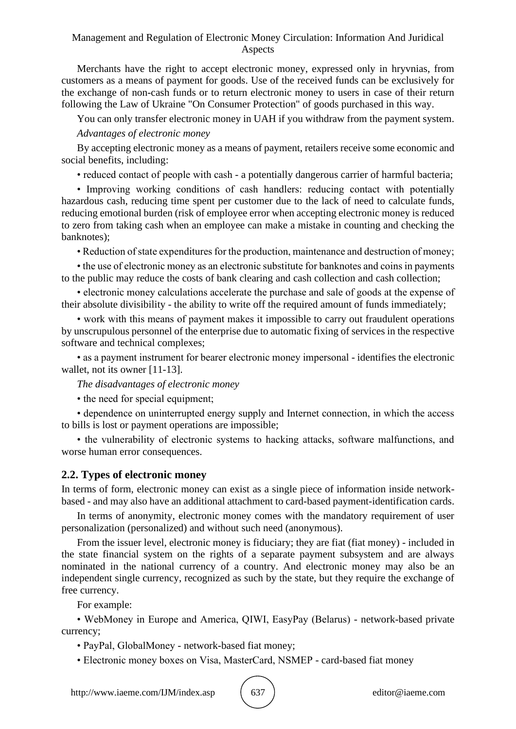Merchants have the right to accept electronic money, expressed only in hryvnias, from customers as a means of payment for goods. Use of the received funds can be exclusively for the exchange of non-cash funds or to return electronic money to users in case of their return following the Law of Ukraine "On Consumer Protection" of goods purchased in this way.

You can only transfer electronic money in UAH if you withdraw from the payment system.

*Advantages of electronic money*

By accepting electronic money as a means of payment, retailers receive some economic and social benefits, including:

- reduced contact of people with cash - a potentially dangerous carrier of harmful bacteria;
- Improving working conditions of cash handlers: reducing contact with potentially hazardous cash, reducing time spent per customer due to the lack of need to calculate funds, reducing emotional burden (risk of employee error when accepting electronic money is reduced to zero from taking cash when an employee can make a mistake in counting and checking the banknotes);
- Reduction of state expenditures for the production, maintenance and destruction of money;
- the use of electronic money as an electronic substitute for banknotes and coins in payments to the public may reduce the costs of bank clearing and cash collection and cash collection;
- electronic money calculations accelerate the purchase and sale of goods at the expense of their absolute divisibility - the ability to write off the required amount of funds immediately;
- work with this means of payment makes it impossible to carry out fraudulent operations by unscrupulous personnel of the enterprise due to automatic fixing of services in the respective software and technical complexes;
- as a payment instrument for bearer electronic money impersonal - identifies the electronic wallet, not its owner [11-13].

*The disadvantages of electronic money*

- the need for special equipment;
- dependence on uninterrupted energy supply and Internet connection, in which the access to bills is lost or payment operations are impossible;
- the vulnerability of electronic systems to hacking attacks, software malfunctions, and worse human error consequences.

## 2.2. Types of electronic money

In terms of form, electronic money can exist as a single piece of information inside network-based - and may also have an additional attachment to card-based payment-identification cards.

In terms of anonymity, electronic money comes with the mandatory requirement of user personalization (personalized) and without such need (anonymous).

From the issuer level, electronic money is fiduciary; they are fiat (fiat money) - included in the state financial system on the rights of a separate payment subsystem and are always nominated in the national currency of a country. And electronic money may also be an independent single currency, recognized as such by the state, but they require the exchange of free currency.

For example:

- WebMoney in Europe and America, QIWI, EasyPay (Belarus) - network-based private currency;
- PayPal, GlobalMoney - network-based fiat money;
- Electronic money boxes on Visa, MasterCard, NSMEP - card-based fiat money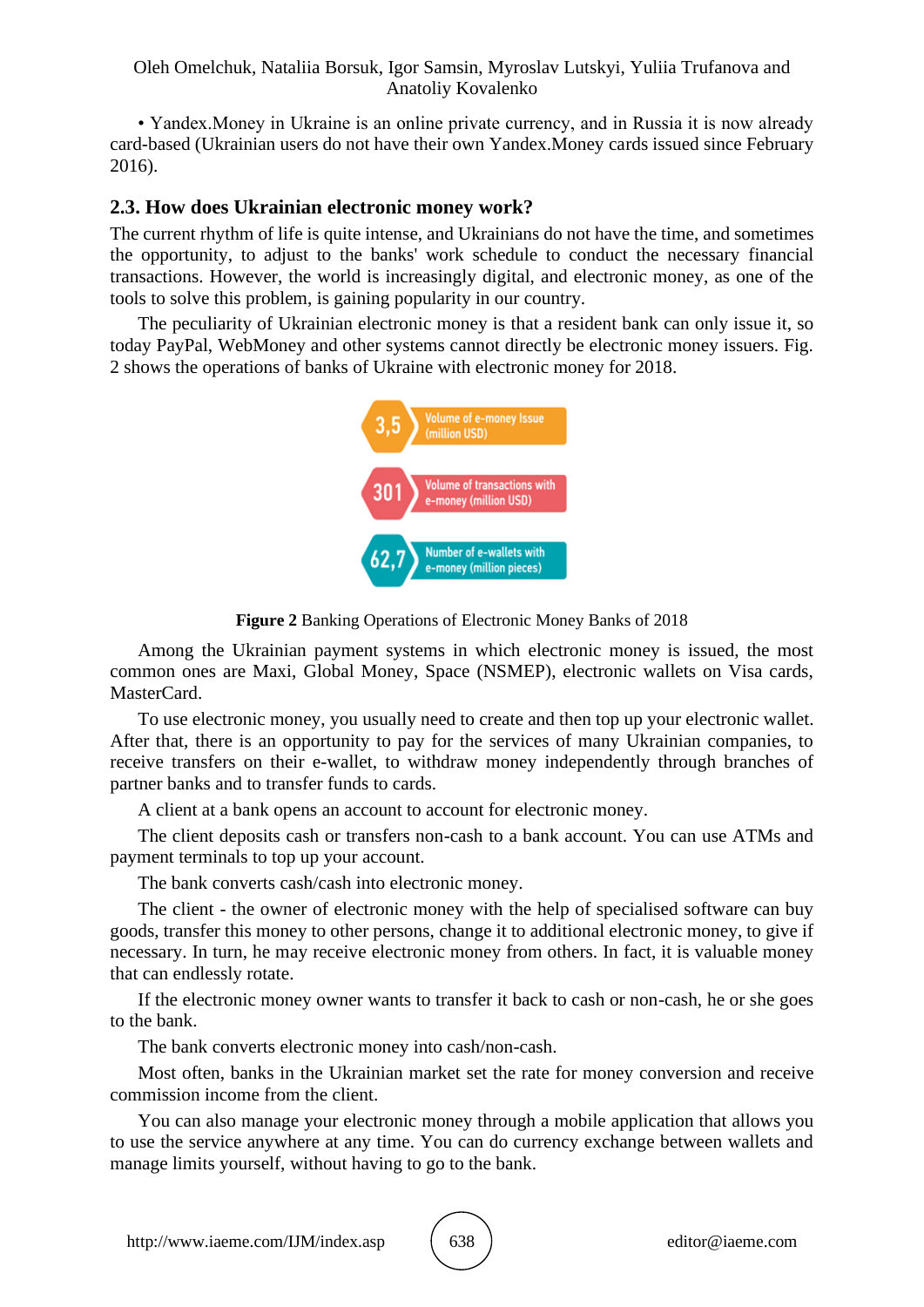• Yandex.Money in Ukraine is an online private currency, and in Russia it is now already card-based (Ukrainian users do not have their own Yandex.Money cards issued since February 2016).

### 2.3. How does Ukrainian electronic money work?

The current rhythm of life is quite intense, and Ukrainians do not have the time, and sometimes the opportunity, to adjust to the banks' work schedule to conduct the necessary financial transactions. However, the world is increasingly digital, and electronic money, as one of the tools to solve this problem, is gaining popularity in our country.

The peculiarity of Ukrainian electronic money is that a resident bank can only issue it, so today PayPal, WebMoney and other systems cannot directly be electronic money issuers. Fig. 2 shows the operations of banks of Ukraine with electronic money for 2018.

3,5 — Volume of e-money Issue (million USD)

301 — Volume of transactions with e-money (million USD)

62,7 — Number of e-wallets with e-money (million pieces)

**Figure 2** Banking Operations of Electronic Money Banks of 2018

Among the Ukrainian payment systems in which electronic money is issued, the most common ones are Maxi, Global Money, Space (NSMEP), electronic wallets on Visa cards, MasterCard.

To use electronic money, you usually need to create and then top up your electronic wallet. After that, there is an opportunity to pay for the services of many Ukrainian companies, to receive transfers on their e-wallet, to withdraw money independently through branches of partner banks and to transfer funds to cards.

A client at a bank opens an account to account for electronic money.

The client deposits cash or transfers non-cash to a bank account. You can use ATMs and payment terminals to top up your account.

The bank converts cash/cash into electronic money.

The client - the owner of electronic money with the help of specialised software can buy goods, transfer this money to other persons, change it to additional electronic money, to give if necessary. In turn, he may receive electronic money from others. In fact, it is valuable money that can endlessly rotate.

If the electronic money owner wants to transfer it back to cash or non-cash, he or she goes to the bank.

The bank converts electronic money into cash/non-cash.

Most often, banks in the Ukrainian market set the rate for money conversion and receive commission income from the client.

You can also manage your electronic money through a mobile application that allows you to use the service anywhere at any time. You can do currency exchange between wallets and manage limits yourself, without having to go to the bank.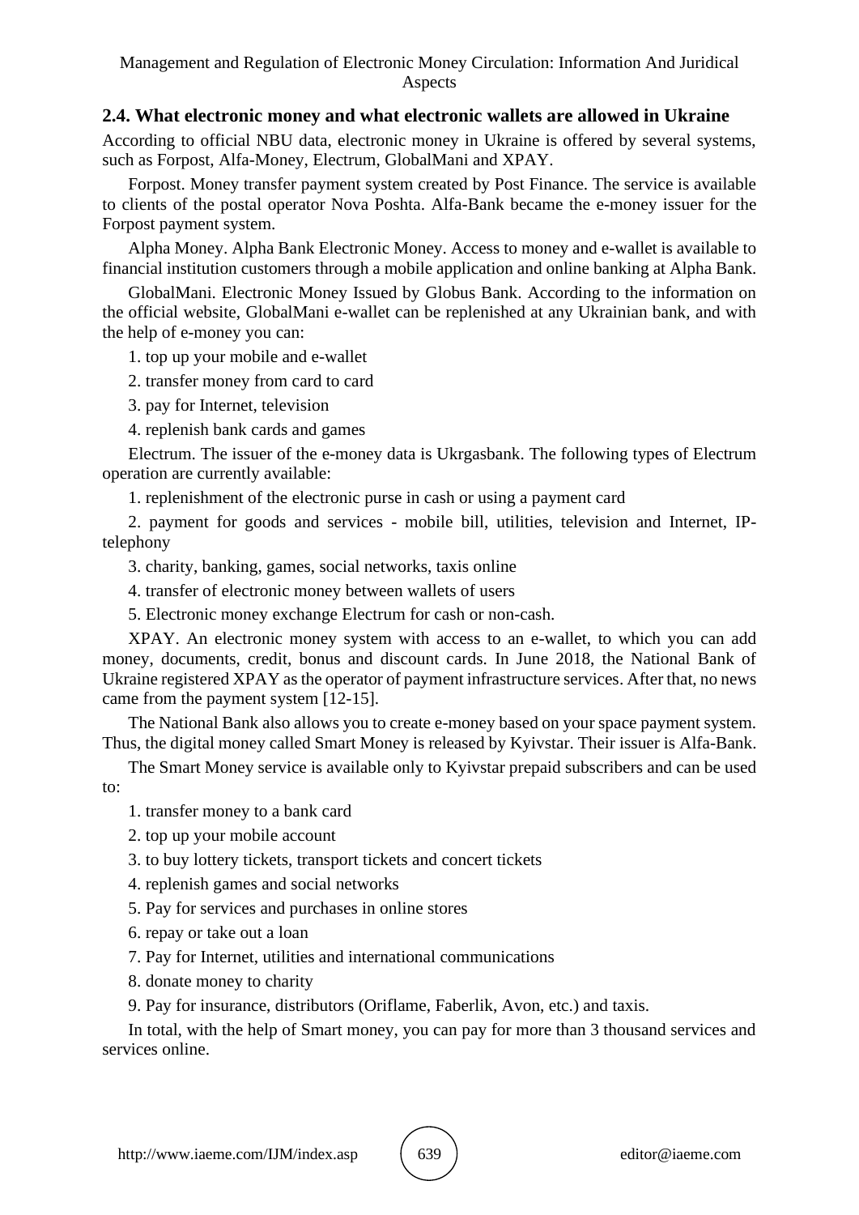## 2.4. What electronic money and what electronic wallets are allowed in Ukraine

According to official NBU data, electronic money in Ukraine is offered by several systems, such as Forpost, Alfa-Money, Electrum, GlobalMani and XPAY.

Forpost. Money transfer payment system created by Post Finance. The service is available to clients of the postal operator Nova Poshta. Alfa-Bank became the e-money issuer for the Forpost payment system.

Alpha Money. Alpha Bank Electronic Money. Access to money and e-wallet is available to financial institution customers through a mobile application and online banking at Alpha Bank.

GlobalMani. Electronic Money Issued by Globus Bank. According to the information on the official website, GlobalMani e-wallet can be replenished at any Ukrainian bank, and with the help of e-money you can:

1. top up your mobile and e-wallet
2. transfer money from card to card
3. pay for Internet, television
4. replenish bank cards and games

Electrum. The issuer of the e-money data is Ukrgasbank. The following types of Electrum operation are currently available:

1. replenishment of the electronic purse in cash or using a payment card
2. payment for goods and services - mobile bill, utilities, television and Internet, IP-telephony
3. charity, banking, games, social networks, taxis online
4. transfer of electronic money between wallets of users
5. Electronic money exchange Electrum for cash or non-cash.

XPAY. An electronic money system with access to an e-wallet, to which you can add money, documents, credit, bonus and discount cards. In June 2018, the National Bank of Ukraine registered XPAY as the operator of payment infrastructure services. After that, no news came from the payment system [12-15].

The National Bank also allows you to create e-money based on your space payment system. Thus, the digital money called Smart Money is released by Kyivstar. Their issuer is Alfa-Bank.

The Smart Money service is available only to Kyivstar prepaid subscribers and can be used to:

1. transfer money to a bank card
2. top up your mobile account
3. to buy lottery tickets, transport tickets and concert tickets
4. replenish games and social networks
5. Pay for services and purchases in online stores
6. repay or take out a loan
7. Pay for Internet, utilities and international communications
8. donate money to charity
9. Pay for insurance, distributors (Oriflame, Faberlik, Avon, etc.) and taxis.

In total, with the help of Smart money, you can pay for more than 3 thousand services and services online.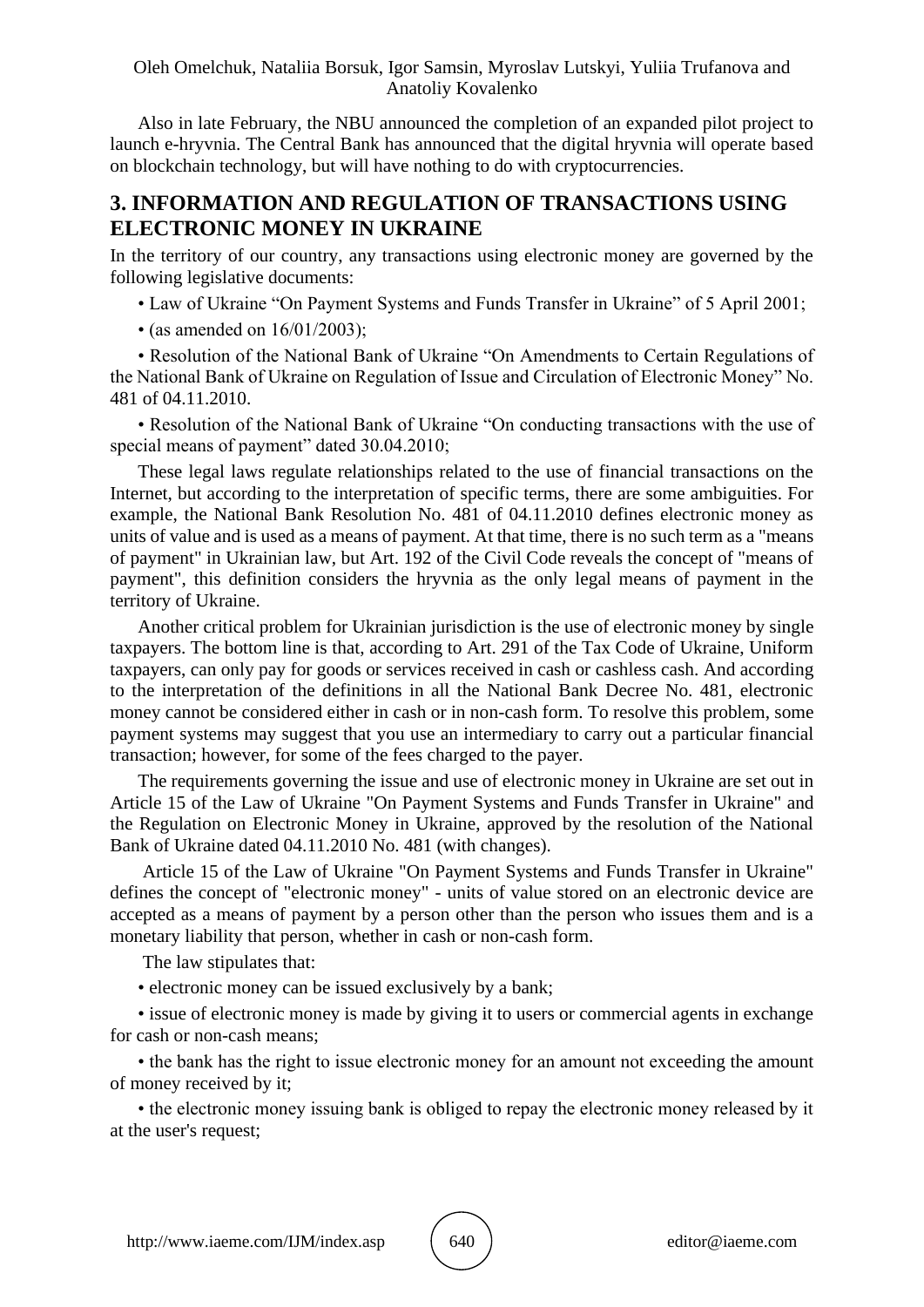Also in late February, the NBU announced the completion of an expanded pilot project to launch e-hryvnia. The Central Bank has announced that the digital hryvnia will operate based on blockchain technology, but will have nothing to do with cryptocurrencies.

## 3. INFORMATION AND REGULATION OF TRANSACTIONS USING ELECTRONIC MONEY IN UKRAINE

In the territory of our country, any transactions using electronic money are governed by the following legislative documents:

- Law of Ukraine "On Payment Systems and Funds Transfer in Ukraine" of 5 April 2001;
- (as amended on 16/01/2003);
- Resolution of the National Bank of Ukraine "On Amendments to Certain Regulations of the National Bank of Ukraine on Regulation of Issue and Circulation of Electronic Money" No. 481 of 04.11.2010.
- Resolution of the National Bank of Ukraine "On conducting transactions with the use of special means of payment" dated 30.04.2010;

These legal laws regulate relationships related to the use of financial transactions on the Internet, but according to the interpretation of specific terms, there are some ambiguities. For example, the National Bank Resolution No. 481 of 04.11.2010 defines electronic money as units of value and is used as a means of payment. At that time, there is no such term as a "means of payment" in Ukrainian law, but Art. 192 of the Civil Code reveals the concept of "means of payment", this definition considers the hryvnia as the only legal means of payment in the territory of Ukraine.

Another critical problem for Ukrainian jurisdiction is the use of electronic money by single taxpayers. The bottom line is that, according to Art. 291 of the Tax Code of Ukraine, Uniform taxpayers, can only pay for goods or services received in cash or cashless cash. And according to the interpretation of the definitions in all the National Bank Decree No. 481, electronic money cannot be considered either in cash or in non-cash form. To resolve this problem, some payment systems may suggest that you use an intermediary to carry out a particular financial transaction; however, for some of the fees charged to the payer.

The requirements governing the issue and use of electronic money in Ukraine are set out in Article 15 of the Law of Ukraine "On Payment Systems and Funds Transfer in Ukraine" and the Regulation on Electronic Money in Ukraine, approved by the resolution of the National Bank of Ukraine dated 04.11.2010 No. 481 (with changes).

Article 15 of the Law of Ukraine "On Payment Systems and Funds Transfer in Ukraine" defines the concept of "electronic money" - units of value stored on an electronic device are accepted as a means of payment by a person other than the person who issues them and is a monetary liability that person, whether in cash or non-cash form.

The law stipulates that:

- electronic money can be issued exclusively by a bank;
- issue of electronic money is made by giving it to users or commercial agents in exchange for cash or non-cash means;
- the bank has the right to issue electronic money for an amount not exceeding the amount of money received by it;
- the electronic money issuing bank is obliged to repay the electronic money released by it at the user's request;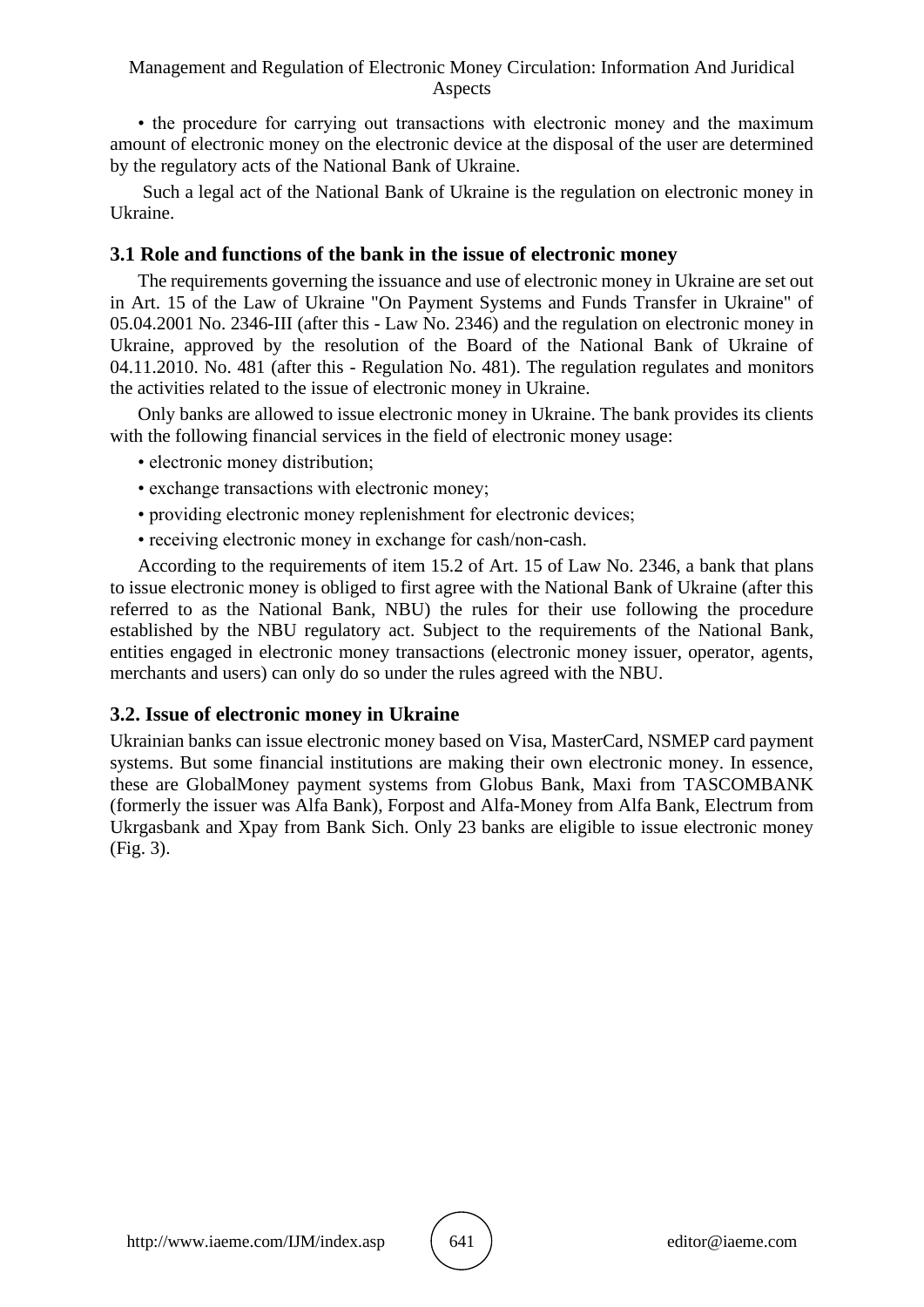• the procedure for carrying out transactions with electronic money and the maximum amount of electronic money on the electronic device at the disposal of the user are determined by the regulatory acts of the National Bank of Ukraine.

Such a legal act of the National Bank of Ukraine is the regulation on electronic money in Ukraine.

### 3.1 Role and functions of the bank in the issue of electronic money

The requirements governing the issuance and use of electronic money in Ukraine are set out in Art. 15 of the Law of Ukraine "On Payment Systems and Funds Transfer in Ukraine" of 05.04.2001 No. 2346-III (after this - Law No. 2346) and the regulation on electronic money in Ukraine, approved by the resolution of the Board of the National Bank of Ukraine of 04.11.2010. No. 481 (after this - Regulation No. 481). The regulation regulates and monitors the activities related to the issue of electronic money in Ukraine.

Only banks are allowed to issue electronic money in Ukraine. The bank provides its clients with the following financial services in the field of electronic money usage:

- electronic money distribution;
- exchange transactions with electronic money;
- providing electronic money replenishment for electronic devices;
- receiving electronic money in exchange for cash/non-cash.

According to the requirements of item 15.2 of Art. 15 of Law No. 2346, a bank that plans to issue electronic money is obliged to first agree with the National Bank of Ukraine (after this referred to as the National Bank, NBU) the rules for their use following the procedure established by the NBU regulatory act. Subject to the requirements of the National Bank, entities engaged in electronic money transactions (electronic money issuer, operator, agents, merchants and users) can only do so under the rules agreed with the NBU.

### 3.2. Issue of electronic money in Ukraine

Ukrainian banks can issue electronic money based on Visa, MasterCard, NSMEP card payment systems. But some financial institutions are making their own electronic money. In essence, these are GlobalMoney payment systems from Globus Bank, Maxi from TASCOMBANK (formerly the issuer was Alfa Bank), Forpost and Alfa-Money from Alfa Bank, Electrum from Ukrgasbank and Xpay from Bank Sich. Only 23 banks are eligible to issue electronic money (Fig. 3).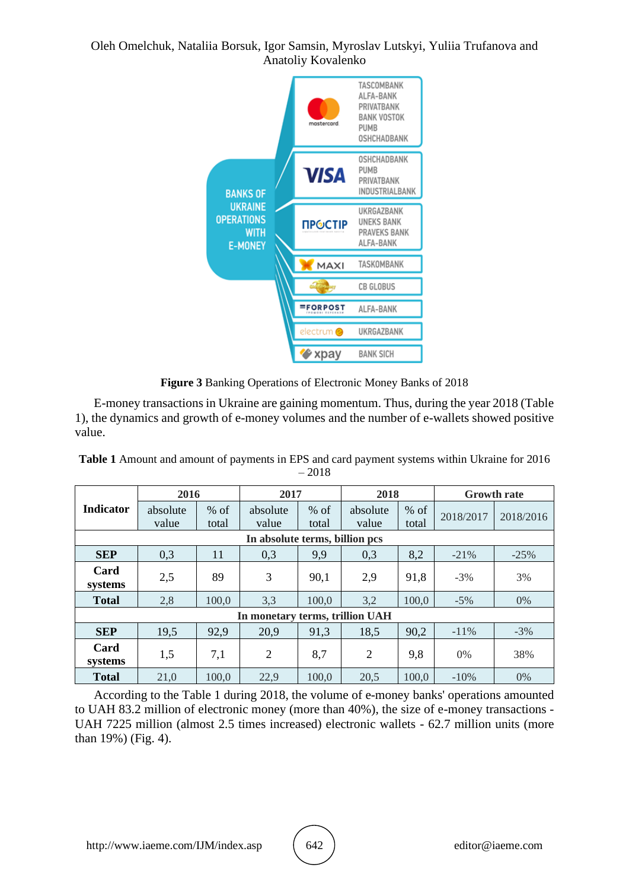**Figure 3** Banking Operations of Electronic Money Banks of 2018

E-money transactions in Ukraine are gaining momentum. Thus, during the year 2018 (Table 1), the dynamics and growth of e-money volumes and the number of e-wallets showed positive value.

**Table 1** Amount and amount of payments in EPS and card payment systems within Ukraine for 2016 – 2018

| Indicator | 2016 | | 2017 | | 2018 | | Growth rate | |
|---|---|---|---|---|---|---|---|---|
| | absolute value | % of total | absolute value | % of total | absolute value | % of total | 2018/2017 | 2018/2016 |
| **In absolute terms, billion pcs** | | | | | | | | |
| **SEP** | 0,3 | 11 | 0,3 | 9,9 | 0,3 | 8,2 | -21% | -25% |
| **Card systems** | 2,5 | 89 | 3 | 90,1 | 2,9 | 91,8 | -3% | 3% |
| **Total** | 2,8 | 100,0 | 3,3 | 100,0 | 3,2 | 100,0 | -5% | 0% |
| **In monetary terms, trillion UAH** | | | | | | | | |
| **SEP** | 19,5 | 92,9 | 20,9 | 91,3 | 18,5 | 90,2 | -11% | -3% |
| **Card systems** | 1,5 | 7,1 | 2 | 8,7 | 2 | 9,8 | 0% | 38% |
| **Total** | 21,0 | 100,0 | 22,9 | 100,0 | 20,5 | 100,0 | -10% | 0% |

According to the Table 1 during 2018, the volume of e-money banks' operations amounted to UAH 83.2 million of electronic money (more than 40%), the size of e-money transactions - UAH 7225 million (almost 2.5 times increased) electronic wallets - 62.7 million units (more than 19%) (Fig. 4).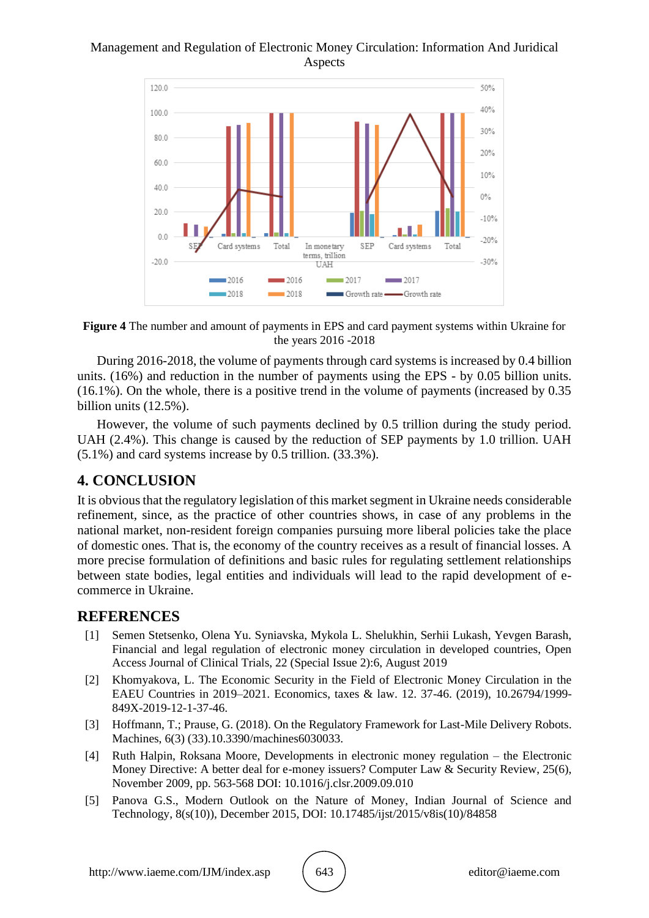**Figure 4** The number and amount of payments in EPS and card payment systems within Ukraine for the years 2016 -2018

During 2016-2018, the volume of payments through card systems is increased by 0.4 billion units. (16%) and reduction in the number of payments using the EPS - by 0.05 billion units. (16.1%). On the whole, there is a positive trend in the volume of payments (increased by 0.35 billion units (12.5%).

However, the volume of such payments declined by 0.5 trillion during the study period. UAH (2.4%). This change is caused by the reduction of SEP payments by 1.0 trillion. UAH (5.1%) and card systems increase by 0.5 trillion. (33.3%).

## 4. CONCLUSION

It is obvious that the regulatory legislation of this market segment in Ukraine needs considerable refinement, since, as the practice of other countries shows, in case of any problems in the national market, non-resident foreign companies pursuing more liberal policies take the place of domestic ones. That is, the economy of the country receives as a result of financial losses. A more precise formulation of definitions and basic rules for regulating settlement relationships between state bodies, legal entities and individuals will lead to the rapid development of e-commerce in Ukraine.

## REFERENCES

[1] Semen Stetsenko, Olena Yu. Syniavska, Mykola L. Shelukhin, Serhii Lukash, Yevgen Barash, Financial and legal regulation of electronic money circulation in developed countries, Open Access Journal of Clinical Trials, 22 (Special Issue 2):6, August 2019

[2] Khomyakova, L. The Economic Security in the Field of Electronic Money Circulation in the EAEU Countries in 2019–2021. Economics, taxes & law. 12. 37-46. (2019), 10.26794/1999-849X-2019-12-1-37-46.

[3] Hoffmann, T.; Prause, G. (2018). On the Regulatory Framework for Last-Mile Delivery Robots. Machines, 6(3) (33).10.3390/machines6030033.

[4] Ruth Halpin, Roksana Moore, Developments in electronic money regulation – the Electronic Money Directive: A better deal for e-money issuers? Computer Law & Security Review, 25(6), November 2009, pp. 563-568 DOI: 10.1016/j.clsr.2009.09.010

[5] Panova G.S., Modern Outlook on the Nature of Money, Indian Journal of Science and Technology, 8(s(10)), December 2015, DOI: 10.17485/ijst/2015/v8is(10)/84858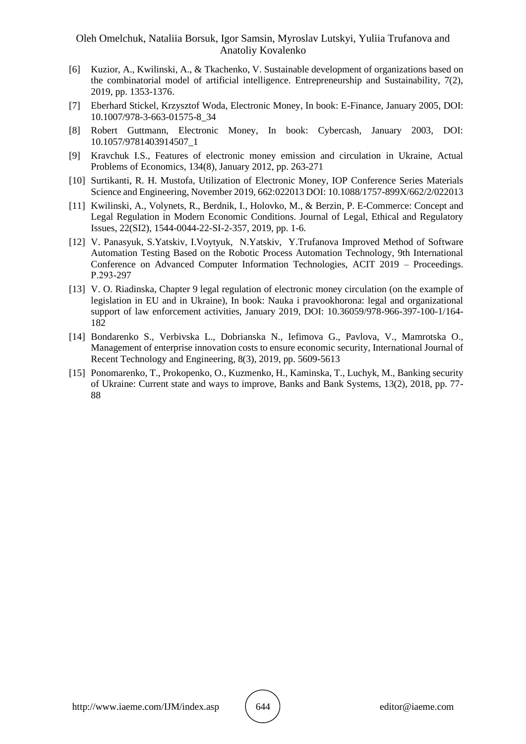[6] Kuzior, A., Kwilinski, A., & Tkachenko, V. Sustainable development of organizations based on the combinatorial model of artificial intelligence. Entrepreneurship and Sustainability, 7(2), 2019, pp. 1353-1376.

[7] Eberhard Stickel, Krzysztof Woda, Electronic Money, In book: E-Finance, January 2005, DOI: 10.1007/978-3-663-01575-8_34

[8] Robert Guttmann, Electronic Money, In book: Cybercash, January 2003, DOI: 10.1057/9781403914507_1

[9] Kravchuk I.S., Features of electronic money emission and circulation in Ukraine, Actual Problems of Economics, 134(8), January 2012, pp. 263-271

[10] Surtikanti, R. H. Mustofa, Utilization of Electronic Money, IOP Conference Series Materials Science and Engineering, November 2019, 662:022013 DOI: 10.1088/1757-899X/662/2/022013

[11] Kwilinski, A., Volynets, R., Berdnik, I., Holovko, M., & Berzin, P. E-Commerce: Concept and Legal Regulation in Modern Economic Conditions. Journal of Legal, Ethical and Regulatory Issues, 22(SI2), 1544-0044-22-SI-2-357, 2019, pp. 1-6.

[12] V. Panasyuk, S.Yatskiv, I.Voytyuk, N.Yatskiv, Y.Trufanova Improved Method of Software Automation Testing Based on the Robotic Process Automation Technology, 9th International Conference on Advanced Computer Information Technologies, ACIT 2019 – Proceedings. P.293-297

[13] V. O. Riadinska, Chapter 9 legal regulation of electronic money circulation (on the example of legislation in EU and in Ukraine), In book: Nauka i pravookhorona: legal and organizational support of law enforcement activities, January 2019, DOI: 10.36059/978-966-397-100-1/164-182

[14] Bondarenko S., Verbivska L., Dobrianska N., Iefimova G., Pavlova, V., Mamrotska O., Management of enterprise innovation costs to ensure economic security, International Journal of Recent Technology and Engineering, 8(3), 2019, pp. 5609-5613

[15] Ponomarenko, T., Prokopenko, O., Kuzmenko, H., Kaminska, T., Luchyk, M., Banking security of Ukraine: Current state and ways to improve, Banks and Bank Systems, 13(2), 2018, pp. 77-88